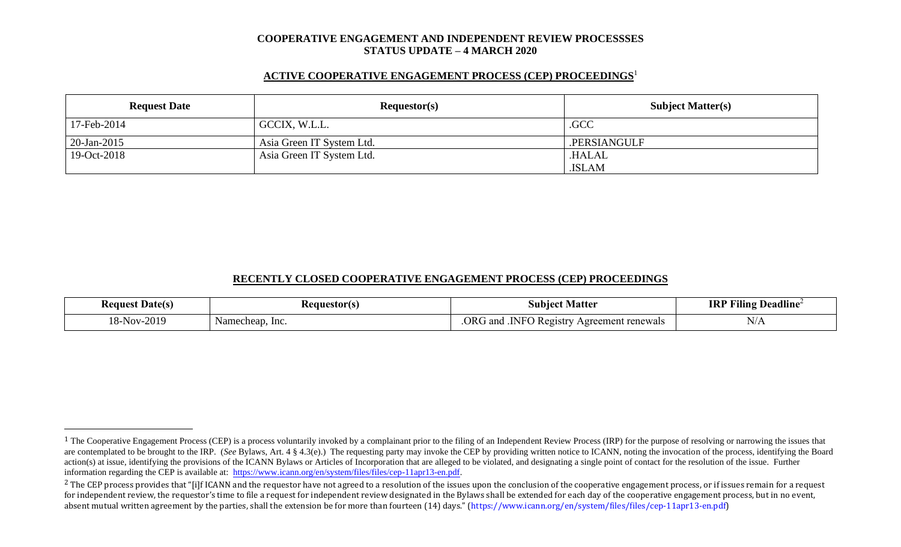**COOPERATIVE ENGAGEMENT AND INDEPENDENT REVIEW PROCESSSES**
**STATUS UPDATE – 4 MARCH 2020**

## ACTIVE COOPERATIVE ENGAGEMENT PROCESS (CEP) PROCEEDINGS[1]

| Request Date | Requestor(s) | Subject Matter(s) |
|---|---|---|
| 17-Feb-2014 | GCCIX, W.L.L. | .GCC |
| 20-Jan-2015 | Asia Green IT System Ltd. | .PERSIANGULF |
| 19-Oct-2018 | Asia Green IT System Ltd. | .HALAL<br>.ISLAM |

## RECENTLY CLOSED COOPERATIVE ENGAGEMENT PROCESS (CEP) PROCEEDINGS

| Request Date(s) | Requestor(s) | Subject Matter | IRP Filing Deadline[2] |
|---|---|---|---|
| 18-Nov-2019 | Namecheap, Inc. | .ORG and .INFO Registry Agreement renewals | N/A |

---

[1] The Cooperative Engagement Process (CEP) is a process voluntarily invoked by a complainant prior to the filing of an Independent Review Process (IRP) for the purpose of resolving or narrowing the issues that are contemplated to be brought to the IRP. (*See* Bylaws, Art. 4 § 4.3(e).) The requesting party may invoke the CEP by providing written notice to ICANN, noting the invocation of the process, identifying the Board action(s) at issue, identifying the provisions of the ICANN Bylaws or Articles of Incorporation that are alleged to be violated, and designating a single point of contact for the resolution of the issue. Further information regarding the CEP is available at: https://www.icann.org/en/system/files/files/cep-11apr13-en.pdf.

[2] The CEP process provides that "[i]f ICANN and the requestor have not agreed to a resolution of the issues upon the conclusion of the cooperative engagement process, or if issues remain for a request for independent review, the requestor's time to file a request for independent review designated in the Bylaws shall be extended for each day of the cooperative engagement process, but in no event, absent mutual written agreement by the parties, shall the extension be for more than fourteen (14) days." (https://www.icann.org/en/system/files/files/cep-11apr13-en.pdf)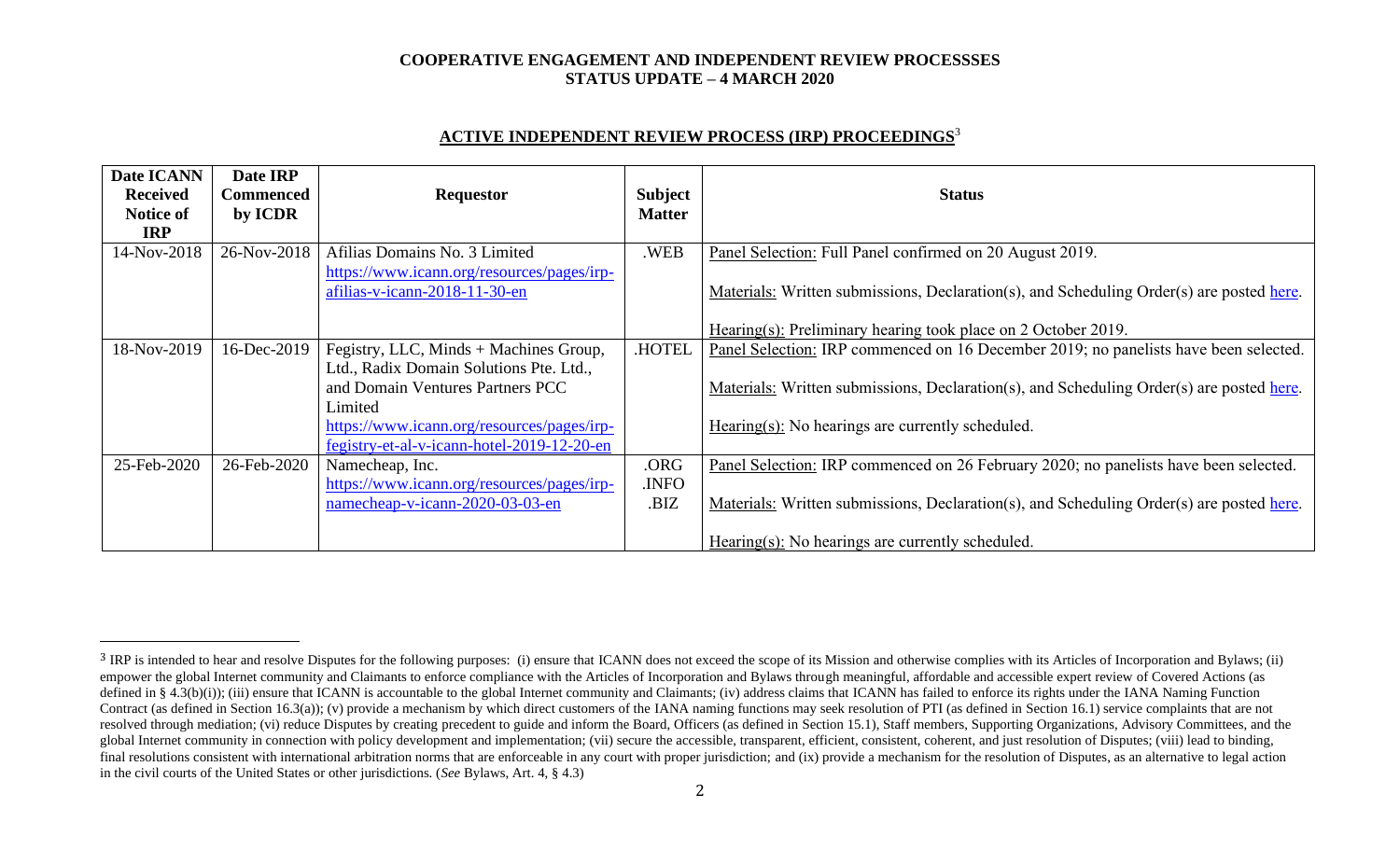**COOPERATIVE ENGAGEMENT AND INDEPENDENT REVIEW PROCESSSES**
**STATUS UPDATE – 4 MARCH 2020**

## ACTIVE INDEPENDENT REVIEW PROCESS (IRP) PROCEEDINGS[3]

| Date ICANN Received Notice of IRP | Date IRP Commenced by ICDR | Requestor | Subject Matter | Status |
|---|---|---|---|---|
| 14-Nov-2018 | 26-Nov-2018 | Afilias Domains No. 3 Limited https://www.icann.org/resources/pages/irp-afilias-v-icann-2018-11-30-en | .WEB | Panel Selection: Full Panel confirmed on 20 August 2019.<br><br>Materials: Written submissions, Declaration(s), and Scheduling Order(s) are posted here.<br><br>Hearing(s): Preliminary hearing took place on 2 October 2019. |
| 18-Nov-2019 | 16-Dec-2019 | Fegistry, LLC, Minds + Machines Group, Ltd., Radix Domain Solutions Pte. Ltd., and Domain Ventures Partners PCC Limited https://www.icann.org/resources/pages/irp-fegistry-et-al-v-icann-hotel-2019-12-20-en | .HOTEL | Panel Selection: IRP commenced on 16 December 2019; no panelists have been selected.<br><br>Materials: Written submissions, Declaration(s), and Scheduling Order(s) are posted here.<br><br>Hearing(s): No hearings are currently scheduled. |
| 25-Feb-2020 | 26-Feb-2020 | Namecheap, Inc. https://www.icann.org/resources/pages/irp-namecheap-v-icann-2020-03-03-en | .ORG<br>.INFO<br>.BIZ | Panel Selection: IRP commenced on 26 February 2020; no panelists have been selected.<br><br>Materials: Written submissions, Declaration(s), and Scheduling Order(s) are posted here.<br><br>Hearing(s): No hearings are currently scheduled. |

[3] IRP is intended to hear and resolve Disputes for the following purposes: (i) ensure that ICANN does not exceed the scope of its Mission and otherwise complies with its Articles of Incorporation and Bylaws; (ii) empower the global Internet community and Claimants to enforce compliance with the Articles of Incorporation and Bylaws through meaningful, affordable and accessible expert review of Covered Actions (as defined in § 4.3(b)(i)); (iii) ensure that ICANN is accountable to the global Internet community and Claimants; (iv) address claims that ICANN has failed to enforce its rights under the IANA Naming Function Contract (as defined in Section 16.3(a)); (v) provide a mechanism by which direct customers of the IANA naming functions may seek resolution of PTI (as defined in Section 16.1) service complaints that are not resolved through mediation; (vi) reduce Disputes by creating precedent to guide and inform the Board, Officers (as defined in Section 15.1), Staff members, Supporting Organizations, Advisory Committees, and the global Internet community in connection with policy development and implementation; (vii) secure the accessible, transparent, efficient, consistent, coherent, and just resolution of Disputes; (viii) lead to binding, final resolutions consistent with international arbitration norms that are enforceable in any court with proper jurisdiction; and (ix) provide a mechanism for the resolution of Disputes, as an alternative to legal action in the civil courts of the United States or other jurisdictions. (*See* Bylaws, Art. 4, § 4.3)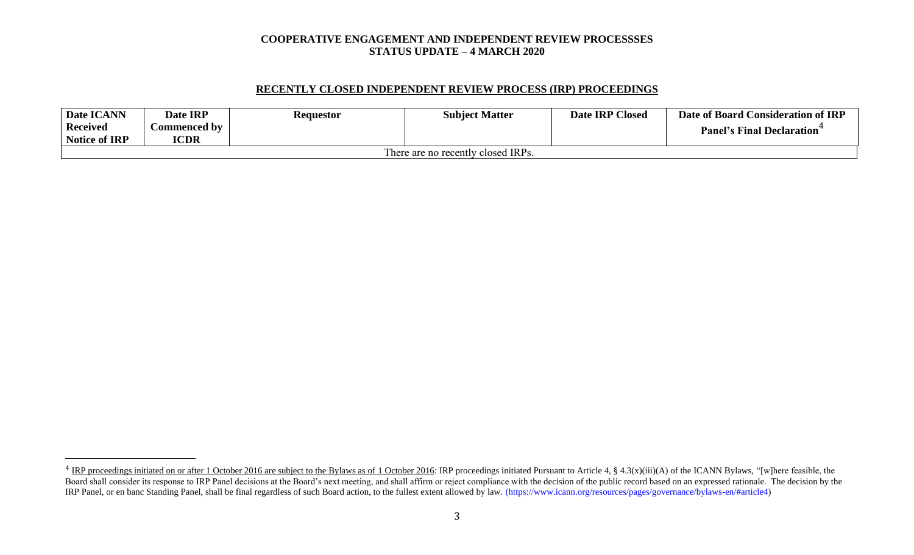**COOPERATIVE ENGAGEMENT AND INDEPENDENT REVIEW PROCESSSES**
**STATUS UPDATE – 4 MARCH 2020**

## RECENTLY CLOSED INDEPENDENT REVIEW PROCESS (IRP) PROCEEDINGS

| Date ICANN Received Notice of IRP | Date IRP Commenced by ICDR | Requestor | Subject Matter | Date IRP Closed | Date of Board Consideration of IRP Panel's Final Declaration[4] |
|---|---|---|---|---|---|
| There are no recently closed IRPs. | | | | | |

---

[4] IRP proceedings initiated on or after 1 October 2016 are subject to the Bylaws as of 1 October 2016: IRP proceedings initiated Pursuant to Article 4, § 4.3(x)(iii)(A) of the ICANN Bylaws, "[w]here feasible, the Board shall consider its response to IRP Panel decisions at the Board's next meeting, and shall affirm or reject compliance with the decision of the public record based on an expressed rationale. The decision by the IRP Panel, or en banc Standing Panel, shall be final regardless of such Board action, to the fullest extent allowed by law. (https://www.icann.org/resources/pages/governance/bylaws-en/#article4)